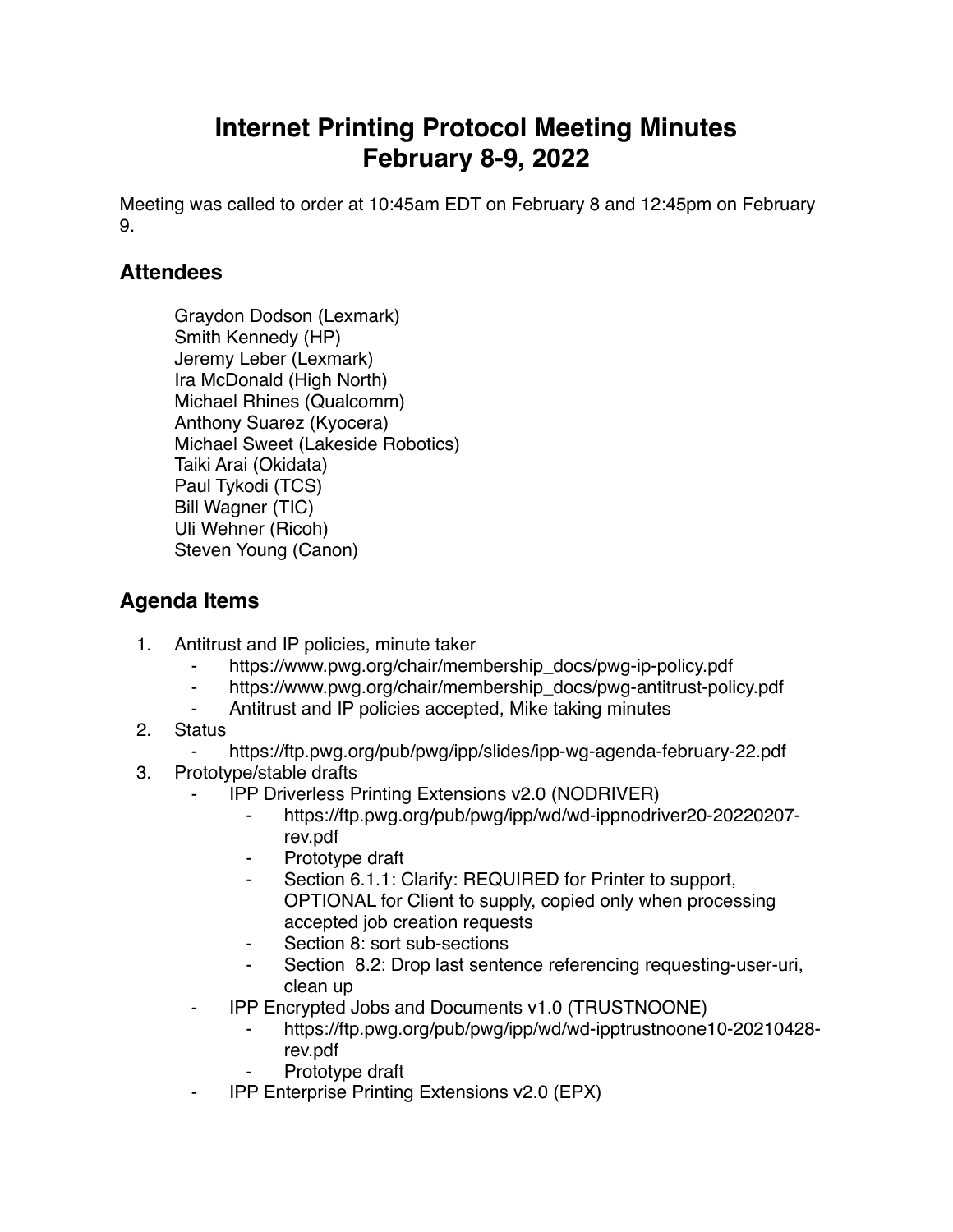# Internet Printing Protocol Meeting Minutes
# February 8-9, 2022

Meeting was called to order at 10:45am EDT on February 8 and 12:45pm on February 9.

## Attendees

Graydon Dodson (Lexmark)
Smith Kennedy (HP)
Jeremy Leber (Lexmark)
Ira McDonald (High North)
Michael Rhines (Qualcomm)
Anthony Suarez (Kyocera)
Michael Sweet (Lakeside Robotics)
Taiki Arai (Okidata)
Paul Tykodi (TCS)
Bill Wagner (TIC)
Uli Wehner (Ricoh)
Steven Young (Canon)

## Agenda Items

1. Antitrust and IP policies, minute taker
    - https://www.pwg.org/chair/membership_docs/pwg-ip-policy.pdf
    - https://www.pwg.org/chair/membership_docs/pwg-antitrust-policy.pdf
    - Antitrust and IP policies accepted, Mike taking minutes
2. Status
    - https://ftp.pwg.org/pub/pwg/ipp/slides/ipp-wg-agenda-february-22.pdf
3. Prototype/stable drafts
    - IPP Driverless Printing Extensions v2.0 (NODRIVER)
        - https://ftp.pwg.org/pub/pwg/ipp/wd/wd-ippnodriver20-20220207-rev.pdf
        - Prototype draft
        - Section 6.1.1: Clarify: REQUIRED for Printer to support, OPTIONAL for Client to supply, copied only when processing accepted job creation requests
        - Section 8: sort sub-sections
        - Section 8.2: Drop last sentence referencing requesting-user-uri, clean up
    - IPP Encrypted Jobs and Documents v1.0 (TRUSTNOONE)
        - https://ftp.pwg.org/pub/pwg/ipp/wd/wd-ipptrustnoone10-20210428-rev.pdf
        - Prototype draft
    - IPP Enterprise Printing Extensions v2.0 (EPX)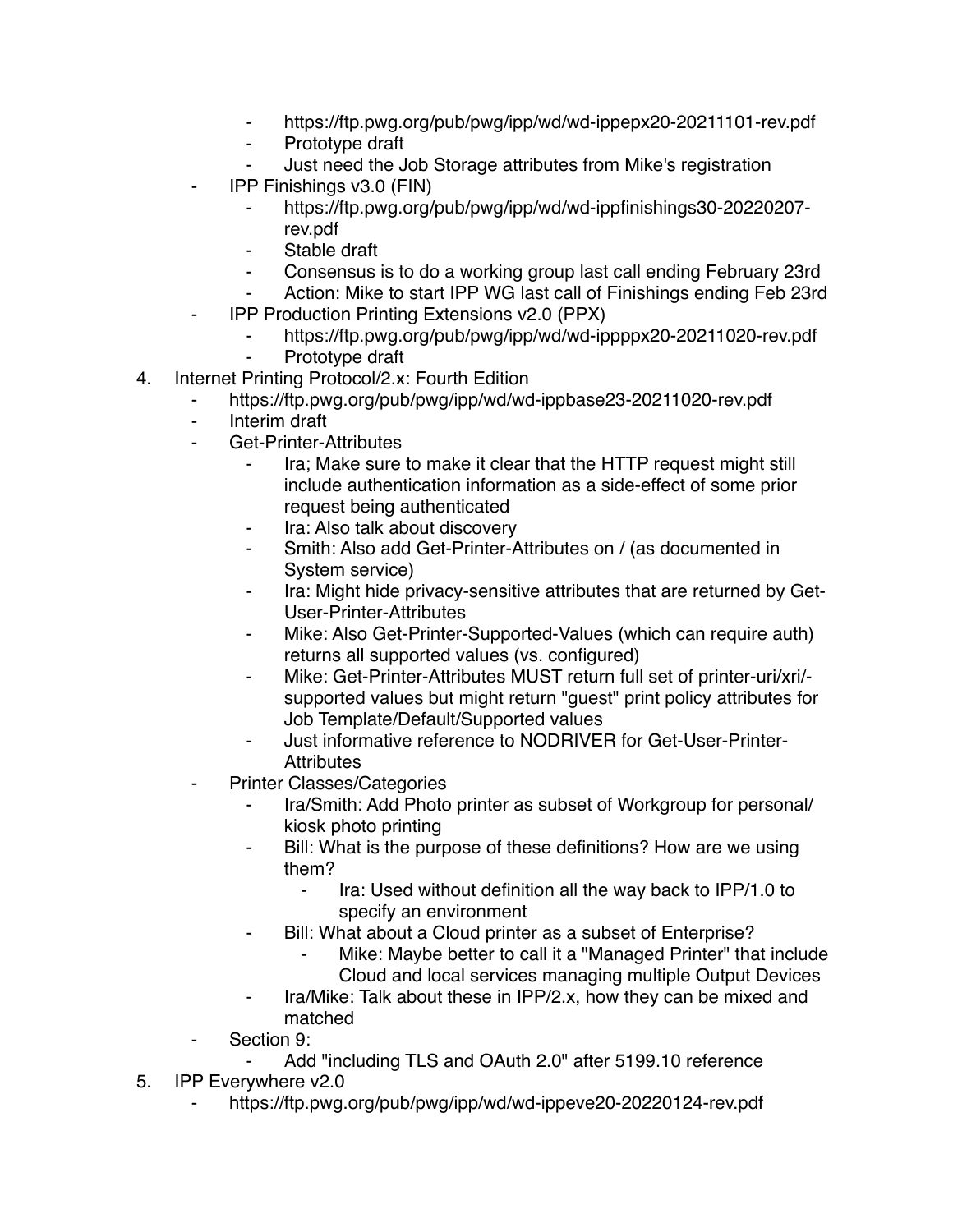- https://ftp.pwg.org/pub/pwg/ipp/wd/wd-ippepx20-20211101-rev.pdf
        - Prototype draft
        - Just need the Job Storage attributes from Mike's registration
    - IPP Finishings v3.0 (FIN)
        - https://ftp.pwg.org/pub/pwg/ipp/wd/wd-ippfinishings30-20220207-rev.pdf
        - Stable draft
        - Consensus is to do a working group last call ending February 23rd
        - Action: Mike to start IPP WG last call of Finishings ending Feb 23rd
    - IPP Production Printing Extensions v2.0 (PPX)
        - https://ftp.pwg.org/pub/pwg/ipp/wd/wd-ippppx20-20211020-rev.pdf
        - Prototype draft

4. Internet Printing Protocol/2.x: Fourth Edition
    - https://ftp.pwg.org/pub/pwg/ipp/wd/wd-ippbase23-20211020-rev.pdf
    - Interim draft
    - Get-Printer-Attributes
        - Ira; Make sure to make it clear that the HTTP request might still include authentication information as a side-effect of some prior request being authenticated
        - Ira: Also talk about discovery
        - Smith: Also add Get-Printer-Attributes on / (as documented in System service)
        - Ira: Might hide privacy-sensitive attributes that are returned by Get-User-Printer-Attributes
        - Mike: Also Get-Printer-Supported-Values (which can require auth) returns all supported values (vs. configured)
        - Mike: Get-Printer-Attributes MUST return full set of printer-uri/xri/-supported values but might return "guest" print policy attributes for Job Template/Default/Supported values
        - Just informative reference to NODRIVER for Get-User-Printer-Attributes
    - Printer Classes/Categories
        - Ira/Smith: Add Photo printer as subset of Workgroup for personal/ kiosk photo printing
        - Bill: What is the purpose of these definitions? How are we using them?
            - Ira: Used without definition all the way back to IPP/1.0 to specify an environment
        - Bill: What about a Cloud printer as a subset of Enterprise?
            - Mike: Maybe better to call it a "Managed Printer" that include Cloud and local services managing multiple Output Devices
        - Ira/Mike: Talk about these in IPP/2.x, how they can be mixed and matched
    - Section 9:
        - Add "including TLS and OAuth 2.0" after 5199.10 reference

5. IPP Everywhere v2.0
    - https://ftp.pwg.org/pub/pwg/ipp/wd/wd-ippeve20-20220124-rev.pdf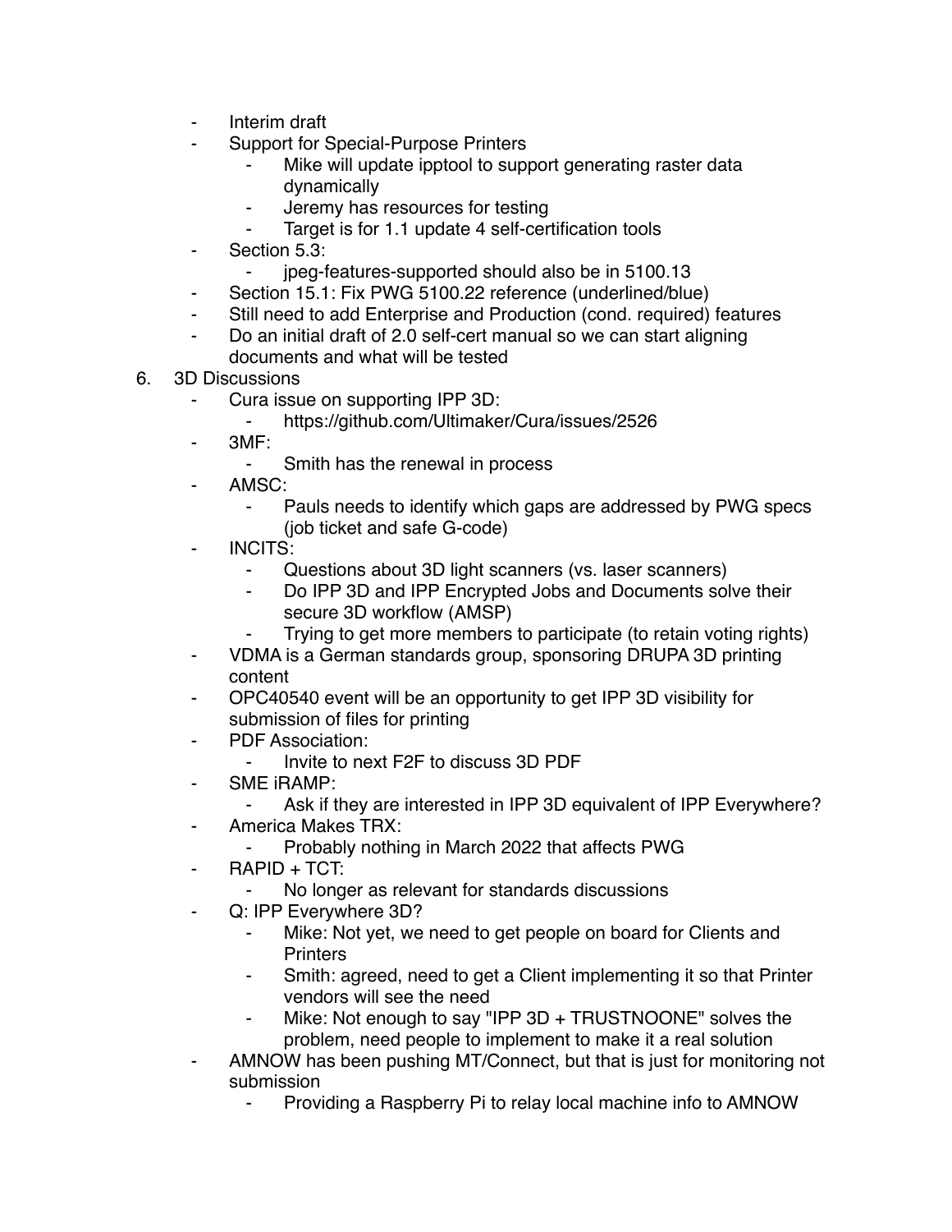- Interim draft
- Support for Special-Purpose Printers
    - Mike will update ipptool to support generating raster data dynamically
    - Jeremy has resources for testing
    - Target is for 1.1 update 4 self-certification tools
- Section 5.3:
    - jpeg-features-supported should also be in 5100.13
- Section 15.1: Fix PWG 5100.22 reference (underlined/blue)
- Still need to add Enterprise and Production (cond. required) features
- Do an initial draft of 2.0 self-cert manual so we can start aligning documents and what will be tested

6. 3D Discussions
    - Cura issue on supporting IPP 3D:
        - https://github.com/Ultimaker/Cura/issues/2526
    - 3MF:
        - Smith has the renewal in process
    - AMSC:
        - Pauls needs to identify which gaps are addressed by PWG specs (job ticket and safe G-code)
    - INCITS:
        - Questions about 3D light scanners (vs. laser scanners)
        - Do IPP 3D and IPP Encrypted Jobs and Documents solve their secure 3D workflow (AMSP)
        - Trying to get more members to participate (to retain voting rights)
    - VDMA is a German standards group, sponsoring DRUPA 3D printing content
    - OPC40540 event will be an opportunity to get IPP 3D visibility for submission of files for printing
    - PDF Association:
        - Invite to next F2F to discuss 3D PDF
    - SME iRAMP:
        - Ask if they are interested in IPP 3D equivalent of IPP Everywhere?
    - America Makes TRX:
        - Probably nothing in March 2022 that affects PWG
    - RAPID + TCT:
        - No longer as relevant for standards discussions
    - Q: IPP Everywhere 3D?
        - Mike: Not yet, we need to get people on board for Clients and Printers
        - Smith: agreed, need to get a Client implementing it so that Printer vendors will see the need
        - Mike: Not enough to say "IPP 3D + TRUSTNOONE" solves the problem, need people to implement to make it a real solution
    - AMNOW has been pushing MT/Connect, but that is just for monitoring not submission
        - Providing a Raspberry Pi to relay local machine info to AMNOW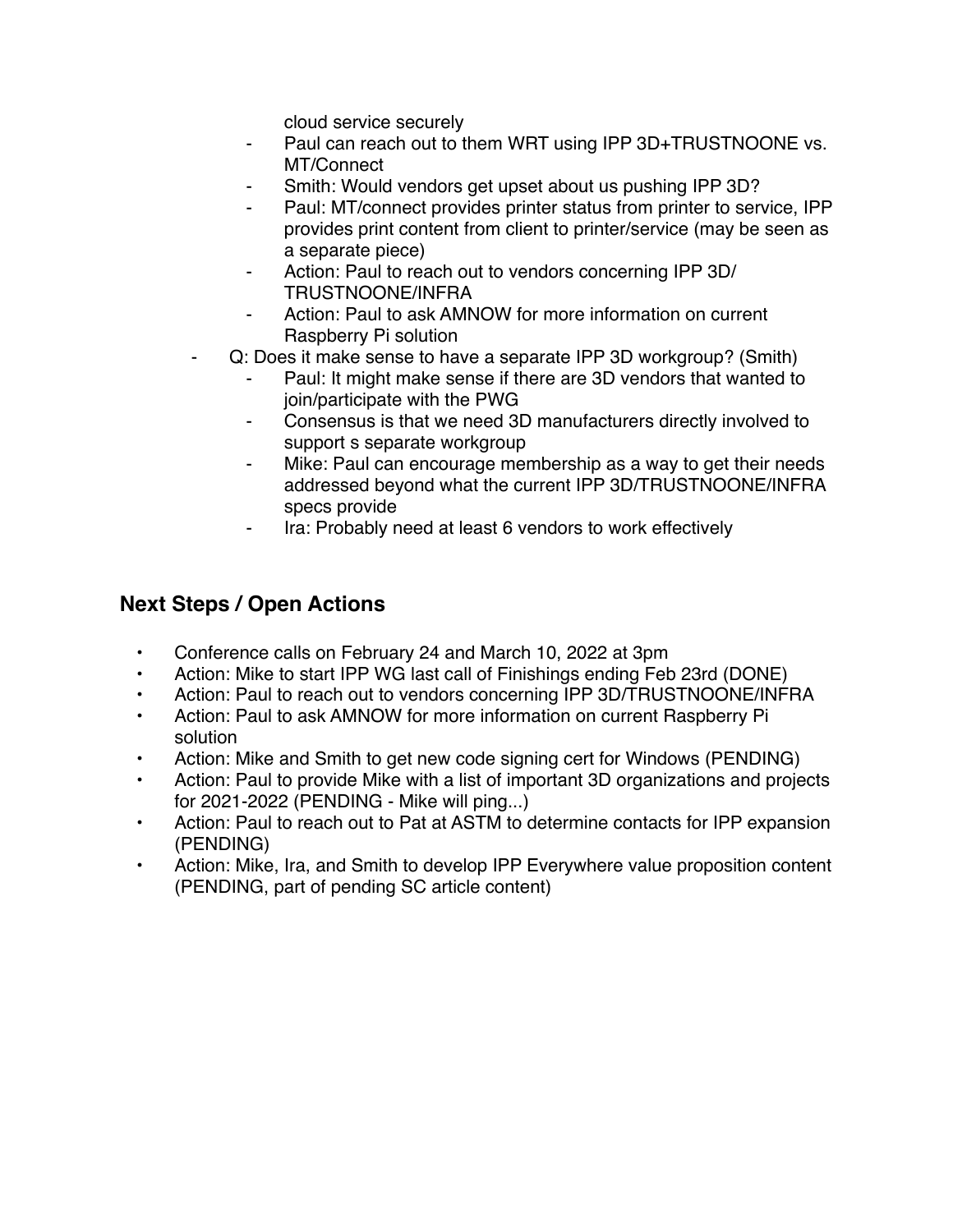cloud service securely
    - Paul can reach out to them WRT using IPP 3D+TRUSTNOONE vs. MT/Connect
    - Smith: Would vendors get upset about us pushing IPP 3D?
    - Paul: MT/connect provides printer status from printer to service, IPP provides print content from client to printer/service (may be seen as a separate piece)
    - Action: Paul to reach out to vendors concerning IPP 3D/ TRUSTNOONE/INFRA
    - Action: Paul to ask AMNOW for more information on current Raspberry Pi solution
- Q: Does it make sense to have a separate IPP 3D workgroup? (Smith)
    - Paul: It might make sense if there are 3D vendors that wanted to join/participate with the PWG
    - Consensus is that we need 3D manufacturers directly involved to support s separate workgroup
    - Mike: Paul can encourage membership as a way to get their needs addressed beyond what the current IPP 3D/TRUSTNOONE/INFRA specs provide
    - Ira: Probably need at least 6 vendors to work effectively

## Next Steps / Open Actions

- Conference calls on February 24 and March 10, 2022 at 3pm
- Action: Mike to start IPP WG last call of Finishings ending Feb 23rd (DONE)
- Action: Paul to reach out to vendors concerning IPP 3D/TRUSTNOONE/INFRA
- Action: Paul to ask AMNOW for more information on current Raspberry Pi solution
- Action: Mike and Smith to get new code signing cert for Windows (PENDING)
- Action: Paul to provide Mike with a list of important 3D organizations and projects for 2021-2022 (PENDING - Mike will ping...)
- Action: Paul to reach out to Pat at ASTM to determine contacts for IPP expansion (PENDING)
- Action: Mike, Ira, and Smith to develop IPP Everywhere value proposition content (PENDING, part of pending SC article content)